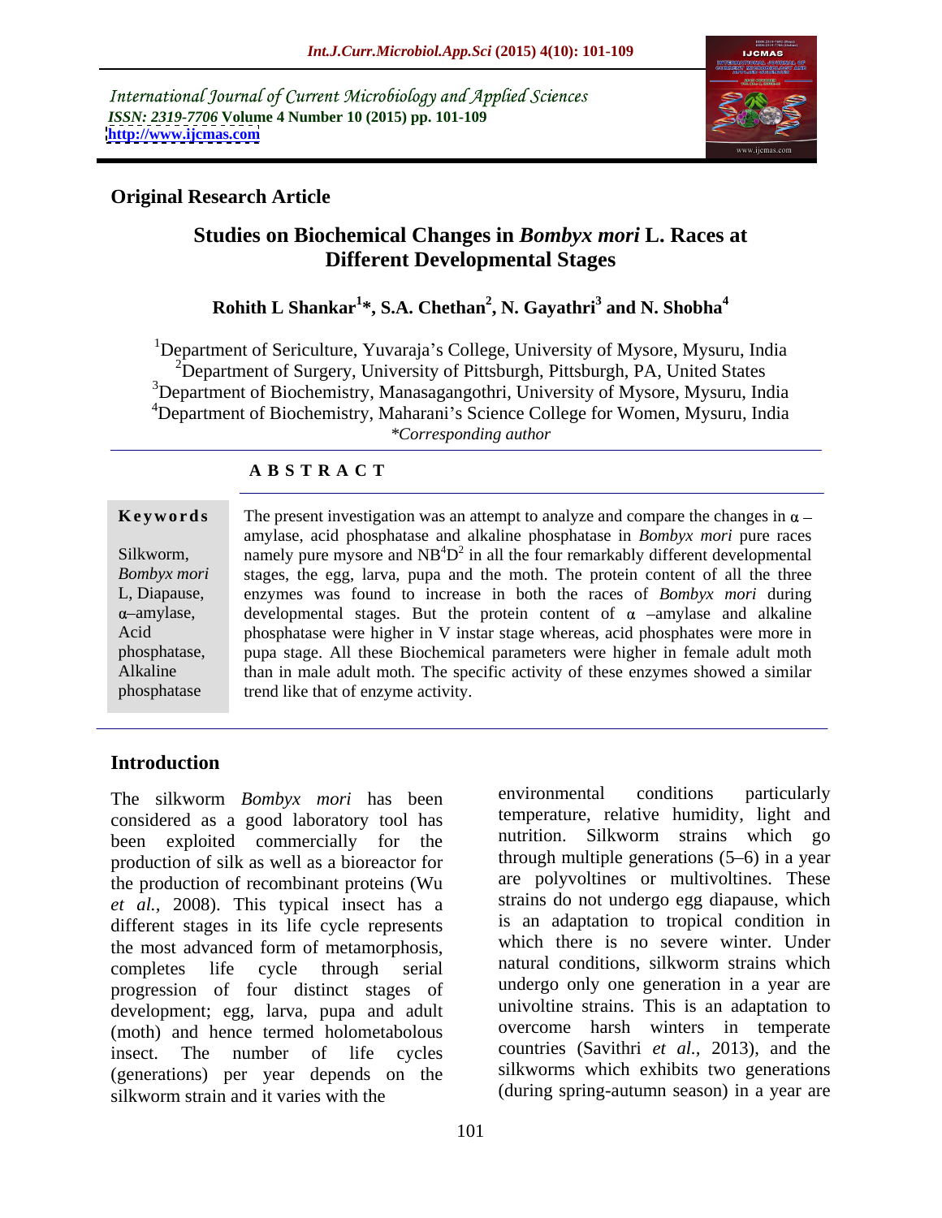International Journal of Current Microbiology and Applied Sciences
*ISSN: 2319-7706* **Volume 4 Number 10 (2015) pp. 101-109**
**http://www.ijcmas.com**

**Original Research Article**

# Studies on Biochemical Changes in *Bombyx mori* L. Races at Different Developmental Stages

**Rohith L Shankar[1]\*, S.A. Chethan[2], N. Gayathri[3] and N. Shobha[4]**

[1]Department of Sericulture, Yuvaraja's College, University of Mysore, Mysuru, India
[2]Department of Surgery, University of Pittsburgh, Pittsburgh, PA, United States
[3]Department of Biochemistry, Manasagangothri, University of Mysore, Mysuru, India
[4]Department of Biochemistry, Maharani's Science College for Women, Mysuru, India
*\*Corresponding author*

## ABSTRACT

**Keywords**

Silkworm, *Bombyx mori* L, Diapause, α–amylase, Acid phosphatase, Alkaline phosphatase

The present investigation was an attempt to analyze and compare the changes in α –amylase, acid phosphatase and alkaline phosphatase in *Bombyx mori* pure races namely pure mysore and $NB^4D^2$ in all the four remarkably different developmental stages, the egg, larva, pupa and the moth. The protein content of all the three enzymes was found to increase in both the races of *Bombyx mori* during developmental stages. But the protein content of α –amylase and alkaline phosphatase were higher in V instar stage whereas, acid phosphates were more in pupa stage. All these Biochemical parameters were higher in female adult moth than in male adult moth. The specific activity of these enzymes showed a similar trend like that of enzyme activity.

## Introduction

The silkworm *Bombyx mori* has been considered as a good laboratory tool has been exploited commercially for the production of silk as well as a bioreactor for the production of recombinant proteins (Wu *et al.,* 2008). This typical insect has a different stages in its life cycle represents the most advanced form of metamorphosis, completes life cycle through serial progression of four distinct stages of development; egg, larva, pupa and adult (moth) and hence termed holometabolous insect. The number of life cycles (generations) per year depends on the silkworm strain and it varies with the environmental conditions particularly temperature, relative humidity, light and nutrition. Silkworm strains which go through multiple generations (5–6) in a year are polyvoltines or multivoltines. These strains do not undergo egg diapause, which is an adaptation to tropical condition in which there is no severe winter. Under natural conditions, silkworm strains which undergo only one generation in a year are univoltine strains. This is an adaptation to overcome harsh winters in temperate countries (Savithri *et al.,* 2013), and the silkworms which exhibits two generations (during spring-autumn season) in a year are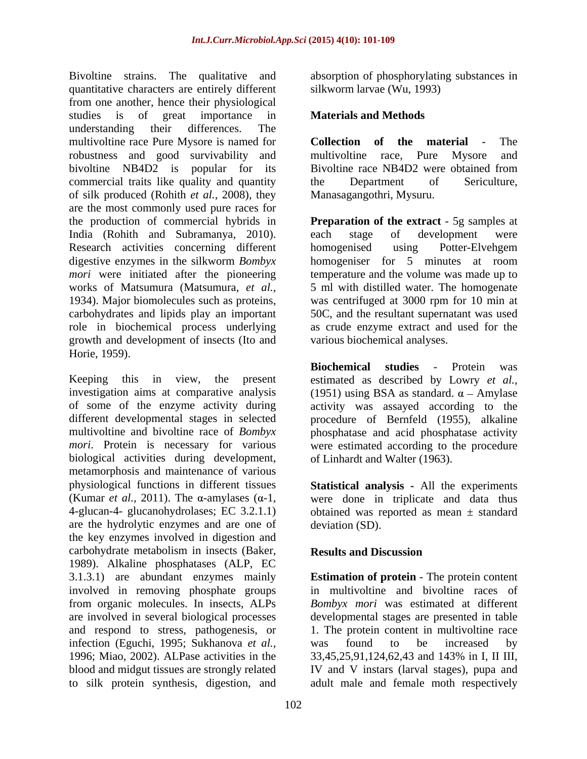Bivoltine strains. The qualitative and quantitative characters are entirely different from one another, hence their physiological studies is of great importance in understanding their differences. The multivoltine race Pure Mysore is named for robustness and good survivability and bivoltine NB4D2 is popular for its commercial traits like quality and quantity of silk produced (Rohith *et al.,* 2008), they are the most commonly used pure races for the production of commercial hybrids in India (Rohith and Subramanya, 2010). Research activities concerning different digestive enzymes in the silkworm *Bombyx mori* were initiated after the pioneering works of Matsumura (Matsumura, *et al.,* 1934). Major biomolecules such as proteins, carbohydrates and lipids play an important role in biochemical process underlying growth and development of insects (Ito and Horie, 1959).

Keeping this in view, the present investigation aims at comparative analysis of some of the enzyme activity during different developmental stages in selected multivoltine and bivoltine race of *Bombyx mori*. Protein is necessary for various biological activities during development, metamorphosis and maintenance of various physiological functions in different tissues (Kumar *et al.,* 2011). The α-amylases (α-1, 4-glucan-4- glucanohydrolases; EC 3.2.1.1) are the hydrolytic enzymes and are one of the key enzymes involved in digestion and carbohydrate metabolism in insects (Baker, 1989). Alkaline phosphatases (ALP, EC 3.1.3.1) are abundant enzymes mainly involved in removing phosphate groups from organic molecules. In insects, ALPs are involved in several biological processes and respond to stress, pathogenesis, or infection (Eguchi, 1995; Sukhanova *et al.,* 1996; Miao, 2002). ALPase activities in the blood and midgut tissues are strongly related to silk protein synthesis, digestion, and absorption of phosphorylating substances in silkworm larvae (Wu, 1993)

## Materials and Methods

**Collection of the material** - The multivoltine race, Pure Mysore and Bivoltine race NB4D2 were obtained from the Department of Sericulture, Manasagangothri, Mysuru.

**Preparation of the extract** - 5g samples at each stage of development were homogenised using Potter-Elvehgem homogeniser for 5 minutes at room temperature and the volume was made up to 5 ml with distilled water. The homogenate was centrifuged at 3000 rpm for 10 min at 50C, and the resultant supernatant was used as crude enzyme extract and used for the various biochemical analyses.

**Biochemical studies** - Protein was estimated as described by Lowry *et al.,* (1951) using BSA as standard. α – Amylase activity was assayed according to the procedure of Bernfeld (1955), alkaline phosphatase and acid phosphatase activity were estimated according to the procedure of Linhardt and Walter (1963).

**Statistical analysis -** All the experiments were done in triplicate and data thus obtained was reported as mean ± standard deviation (SD).

## Results and Discussion

**Estimation of protein** - The protein content in multivoltine and bivoltine races of *Bombyx mori* was estimated at different developmental stages are presented in table 1. The protein content in multivoltine race was found to be increased by 33,45,25,91,124,62,43 and 143% in I, II III, IV and V instars (larval stages), pupa and adult male and female moth respectively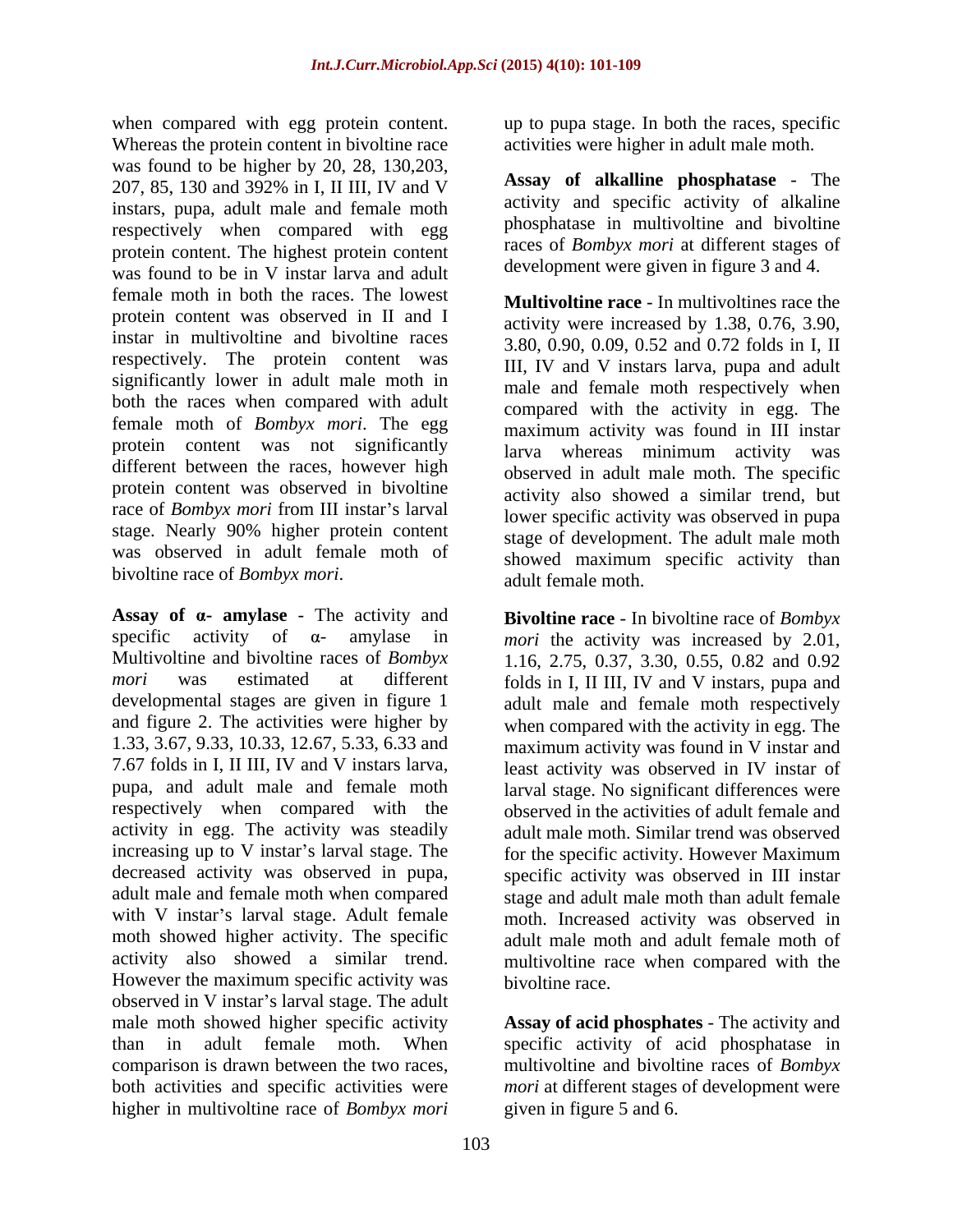when compared with egg protein content. Whereas the protein content in bivoltine race was found to be higher by 20, 28, 130,203, 207, 85, 130 and 392% in I, II III, IV and V instars, pupa, adult male and female moth respectively when compared with egg protein content. The highest protein content was found to be in V instar larva and adult female moth in both the races. The lowest protein content was observed in II and I instar in multivoltine and bivoltine races respectively. The protein content was significantly lower in adult male moth in both the races when compared with adult female moth of *Bombyx mori*. The egg protein content was not significantly different between the races, however high protein content was observed in bivoltine race of *Bombyx mori* from III instar's larval stage. Nearly 90% higher protein content was observed in adult female moth of bivoltine race of *Bombyx mori*.

**Assay of α- amylase** - The activity and specific activity of α- amylase in Multivoltine and bivoltine races of *Bombyx mori* was estimated at different developmental stages are given in figure 1 and figure 2. The activities were higher by 1.33, 3.67, 9.33, 10.33, 12.67, 5.33, 6.33 and 7.67 folds in I, II III, IV and V instars larva, pupa, and adult male and female moth respectively when compared with the activity in egg. The activity was steadily increasing up to V instar's larval stage. The decreased activity was observed in pupa, adult male and female moth when compared with V instar's larval stage. Adult female moth showed higher activity. The specific activity also showed a similar trend. However the maximum specific activity was observed in V instar's larval stage. The adult male moth showed higher specific activity than in adult female moth. When comparison is drawn between the two races, both activities and specific activities were higher in multivoltine race of *Bombyx mori* up to pupa stage. In both the races, specific activities were higher in adult male moth.

**Assay of alkalline phosphatase** - The activity and specific activity of alkaline phosphatase in multivoltine and bivoltine races of *Bombyx mori* at different stages of development were given in figure 3 and 4.

**Multivoltine race** - In multivoltines race the activity were increased by 1.38, 0.76, 3.90, 3.80, 0.90, 0.09, 0.52 and 0.72 folds in I, II III, IV and V instars larva, pupa and adult male and female moth respectively when compared with the activity in egg. The maximum activity was found in III instar larva whereas minimum activity was observed in adult male moth. The specific activity also showed a similar trend, but lower specific activity was observed in pupa stage of development. The adult male moth showed maximum specific activity than adult female moth.

**Bivoltine race** - In bivoltine race of *Bombyx mori* the activity was increased by 2.01, 1.16, 2.75, 0.37, 3.30, 0.55, 0.82 and 0.92 folds in I, II III, IV and V instars, pupa and adult male and female moth respectively when compared with the activity in egg. The maximum activity was found in V instar and least activity was observed in IV instar of larval stage. No significant differences were observed in the activities of adult female and adult male moth. Similar trend was observed for the specific activity. However Maximum specific activity was observed in III instar stage and adult male moth than adult female moth. Increased activity was observed in adult male moth and adult female moth of multivoltine race when compared with the bivoltine race.

**Assay of acid phosphates** - The activity and specific activity of acid phosphatase in multivoltine and bivoltine races of *Bombyx mori* at different stages of development were given in figure 5 and 6.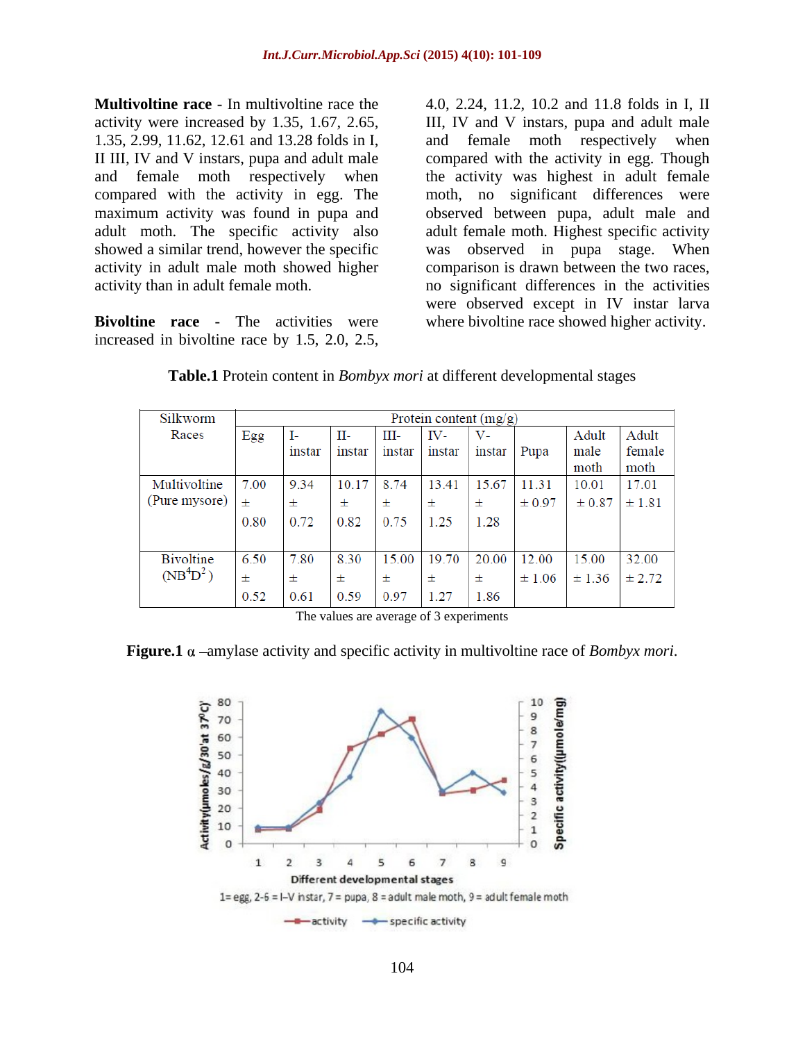**Multivoltine race** - In multivoltine race the activity were increased by 1.35, 1.67, 2.65, 1.35, 2.99, 11.62, 12.61 and 13.28 folds in I, II III, IV and V instars, pupa and adult male and female moth respectively when compared with the activity in egg. The maximum activity was found in pupa and adult moth. The specific activity also showed a similar trend, however the specific activity in adult male moth showed higher activity than in adult female moth.

**Bivoltine race** - The activities were increased in bivoltine race by 1.5, 2.0, 2.5, 4.0, 2.24, 11.2, 10.2 and 11.8 folds in I, II III, IV and V instars, pupa and adult male and female moth respectively when compared with the activity in egg. Though the activity was highest in adult female moth, no significant differences were observed between pupa, adult male and adult female moth. Highest specific activity was observed in pupa stage. When comparison is drawn between the two races, no significant differences in the activities were observed except in IV instar larva where bivoltine race showed higher activity.

**Table.1** Protein content in *Bombyx mori* at different developmental stages

| Silkworm Races | Protein content (mg/g) | | | | | | | | |
|---|---|---|---|---|---|---|---|---|---|
| | Egg | I-instar | II-instar | III-instar | IV-instar | V-instar | Pupa | Adult male moth | Adult female moth |
| Multivoltine (Pure mysore) | 7.00 ± 0.80 | 9.34 ± 0.72 | 10.17 ± 0.82 | 8.74 ± 0.75 | 13.41 ± 1.25 | 15.67 ± 1.28 | 11.31 ± 0.97 | 10.01 ± 0.87 | 17.01 ± 1.81 |
| Bivoltine ($NB^4D^2$) | 6.50 ± 0.52 | 7.80 ± 0.61 | 8.30 ± 0.59 | 15.00 ± 0.97 | 19.70 ± 1.27 | 20.00 ± 1.86 | 12.00 ± 1.06 | 15.00 ± 1.36 | 32.00 ± 2.72 |

The values are average of 3 experiments

**Figure.1** α –amylase activity and specific activity in multivoltine race of *Bombyx mori*.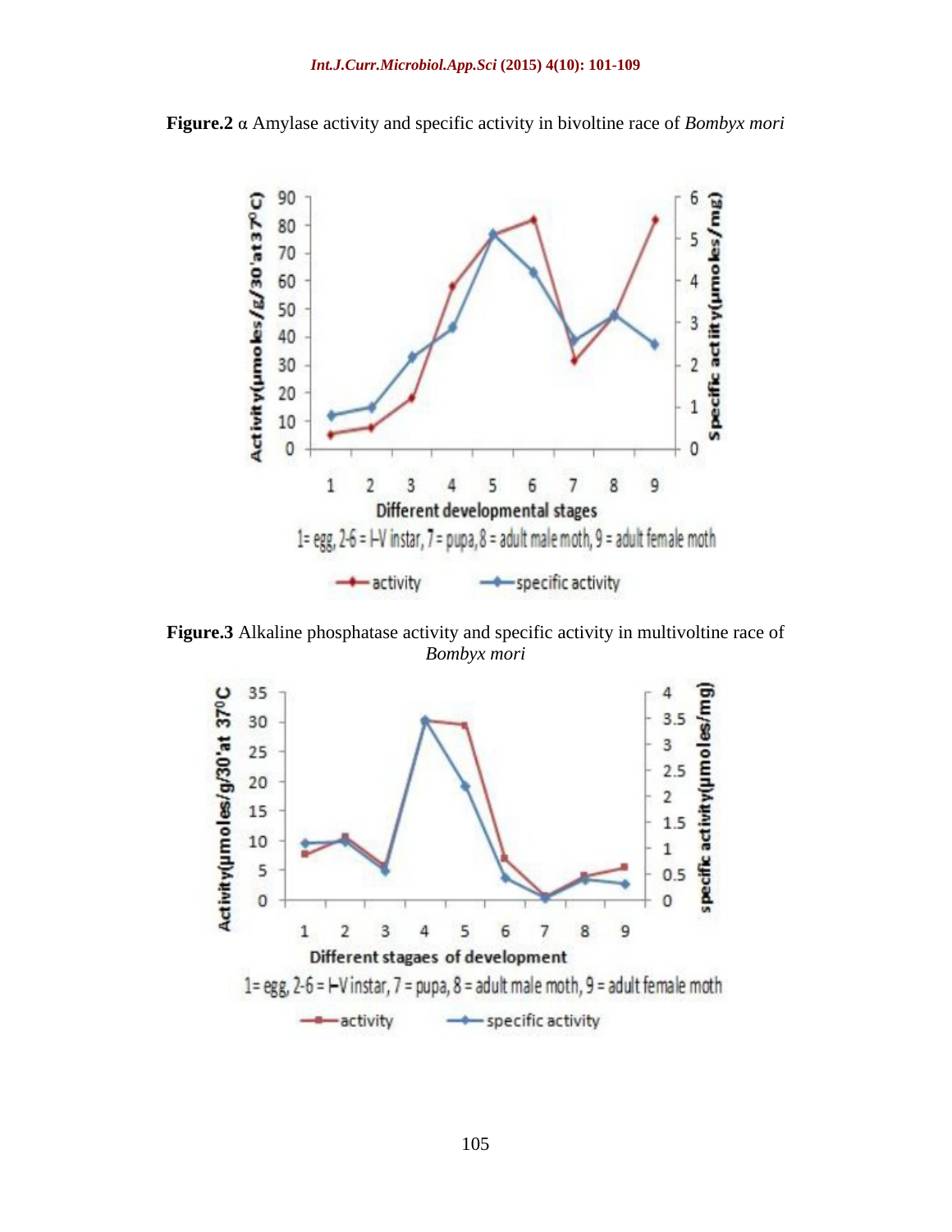**Figure.2** α Amylase activity and specific activity in bivoltine race of *Bombyx mori*

**Figure.3** Alkaline phosphatase activity and specific activity in multivoltine race of *Bombyx mori*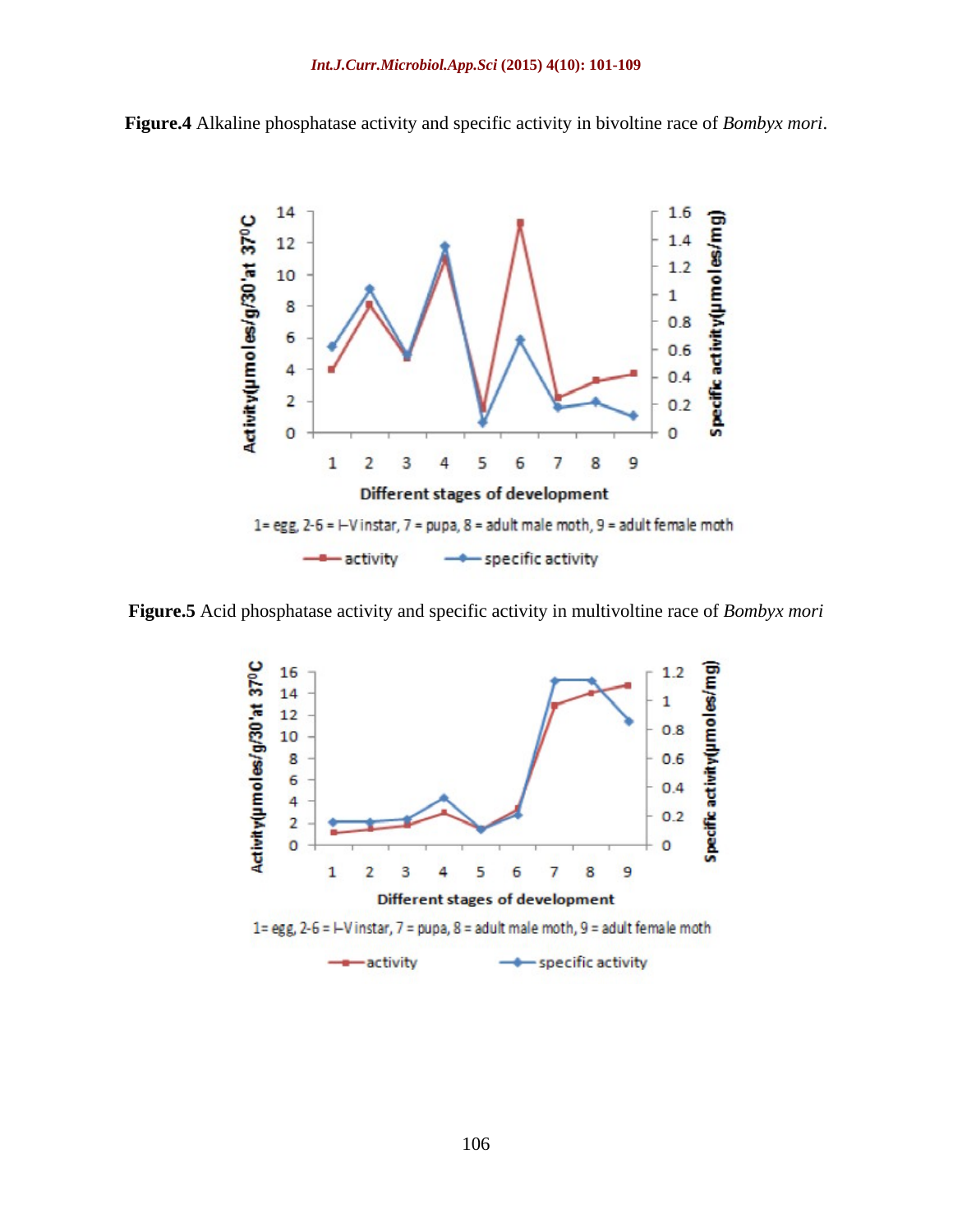**Figure.4** Alkaline phosphatase activity and specific activity in bivoltine race of *Bombyx mori*.

**Figure.5** Acid phosphatase activity and specific activity in multivoltine race of *Bombyx mori*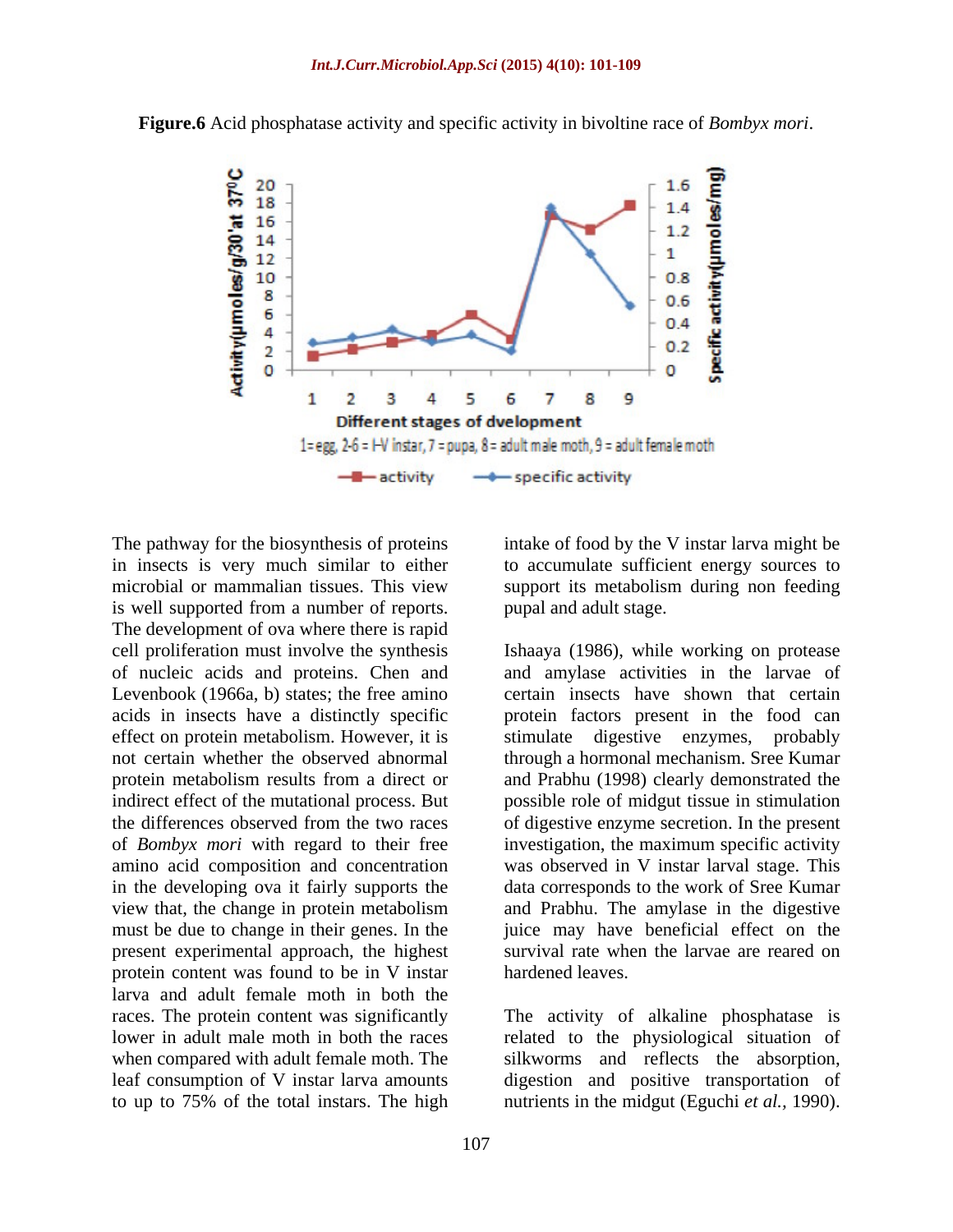**Figure.6** Acid phosphatase activity and specific activity in bivoltine race of *Bombyx mori*.

The pathway for the biosynthesis of proteins in insects is very much similar to either microbial or mammalian tissues. This view is well supported from a number of reports. The development of ova where there is rapid cell proliferation must involve the synthesis of nucleic acids and proteins. Chen and Levenbook (1966a, b) states; the free amino acids in insects have a distinctly specific effect on protein metabolism. However, it is not certain whether the observed abnormal protein metabolism results from a direct or indirect effect of the mutational process. But the differences observed from the two races of *Bombyx mori* with regard to their free amino acid composition and concentration in the developing ova it fairly supports the view that, the change in protein metabolism must be due to change in their genes. In the present experimental approach, the highest protein content was found to be in V instar larva and adult female moth in both the races. The protein content was significantly lower in adult male moth in both the races when compared with adult female moth. The leaf consumption of V instar larva amounts to up to 75% of the total instars. The high intake of food by the V instar larva might be to accumulate sufficient energy sources to support its metabolism during non feeding pupal and adult stage.

Ishaaya (1986), while working on protease and amylase activities in the larvae of certain insects have shown that certain protein factors present in the food can stimulate digestive enzymes, probably through a hormonal mechanism. Sree Kumar and Prabhu (1998) clearly demonstrated the possible role of midgut tissue in stimulation of digestive enzyme secretion. In the present investigation, the maximum specific activity was observed in V instar larval stage. This data corresponds to the work of Sree Kumar and Prabhu. The amylase in the digestive juice may have beneficial effect on the survival rate when the larvae are reared on hardened leaves.

The activity of alkaline phosphatase is related to the physiological situation of silkworms and reflects the absorption, digestion and positive transportation of nutrients in the midgut (Eguchi *et al.*, 1990).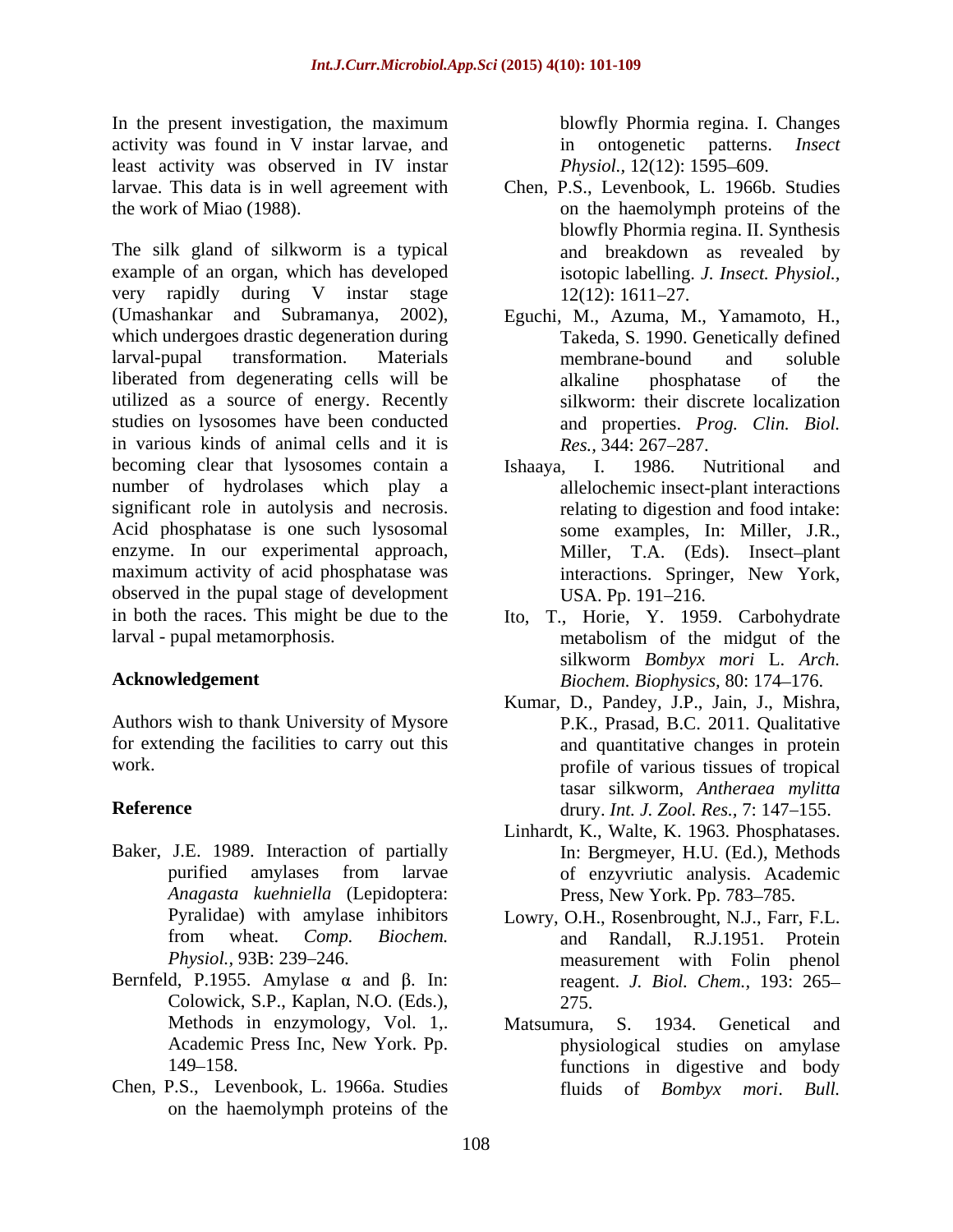In the present investigation, the maximum activity was found in V instar larvae, and least activity was observed in IV instar larvae. This data is in well agreement with the work of Miao (1988).

The silk gland of silkworm is a typical example of an organ, which has developed very rapidly during V instar stage (Umashankar and Subramanya, 2002), which undergoes drastic degeneration during larval-pupal transformation. Materials liberated from degenerating cells will be utilized as a source of energy. Recently studies on lysosomes have been conducted in various kinds of animal cells and it is becoming clear that lysosomes contain a number of hydrolases which play a significant role in autolysis and necrosis. Acid phosphatase is one such lysosomal enzyme. In our experimental approach, maximum activity of acid phosphatase was observed in the pupal stage of development in both the races. This might be due to the larval - pupal metamorphosis.

## Acknowledgement

Authors wish to thank University of Mysore for extending the facilities to carry out this work.

## Reference

Baker, J.E. 1989. Interaction of partially purified amylases from larvae *Anagasta kuehniella* (Lepidoptera: Pyralidae) with amylase inhibitors from wheat. *Comp. Biochem. Physiol.,* 93B: 239–246.

Bernfeld, P.1955. Amylase α and β. In: Colowick, S.P., Kaplan, N.O. (Eds.), Methods in enzymology, Vol. 1,. Academic Press Inc, New York. Pp. 149–158.

Chen, P.S., Levenbook, L. 1966a. Studies on the haemolymph proteins of the blowfly Phormia regina. I. Changes in ontogenetic patterns. *Insect Physiol.,* 12(12): 1595–609.

Chen, P.S., Levenbook, L. 1966b. Studies on the haemolymph proteins of the blowfly Phormia regina. II. Synthesis and breakdown as revealed by isotopic labelling. *J. Insect. Physiol.,* 12(12): 1611–27.

Eguchi, M., Azuma, M., Yamamoto, H., Takeda, S. 1990. Genetically defined membrane-bound and soluble alkaline phosphatase of the silkworm: their discrete localization and properties. *Prog. Clin. Biol. Res.,* 344: 267–287.

Ishaaya, I. 1986. Nutritional and allelochemic insect-plant interactions relating to digestion and food intake: some examples, In: Miller, J.R., Miller, T.A. (Eds). Insect–plant interactions. Springer, New York, USA. Pp. 191–216.

Ito, T., Horie, Y. 1959. Carbohydrate metabolism of the midgut of the silkworm *Bombyx mori* L. *Arch. Biochem. Biophysics,* 80: 174–176.

Kumar, D., Pandey, J.P., Jain, J., Mishra, P.K., Prasad, B.C. 2011. Qualitative and quantitative changes in protein profile of various tissues of tropical tasar silkworm, *Antheraea mylitta* drury. *Int. J. Zool. Res.,* 7: 147–155.

Linhardt, K., Walte, K. 1963. Phosphatases. In: Bergmeyer, H.U. (Ed.), Methods of enzyvriutic analysis. Academic Press, New York. Pp. 783–785.

Lowry, O.H., Rosenbrought, N.J., Farr, F.L. and Randall, R.J.1951. Protein measurement with Folin phenol reagent. *J. Biol. Chem.,* 193: 265–275.

Matsumura, S. 1934. Genetical and physiological studies on amylase functions in digestive and body fluids of *Bombyx mori*. *Bull.*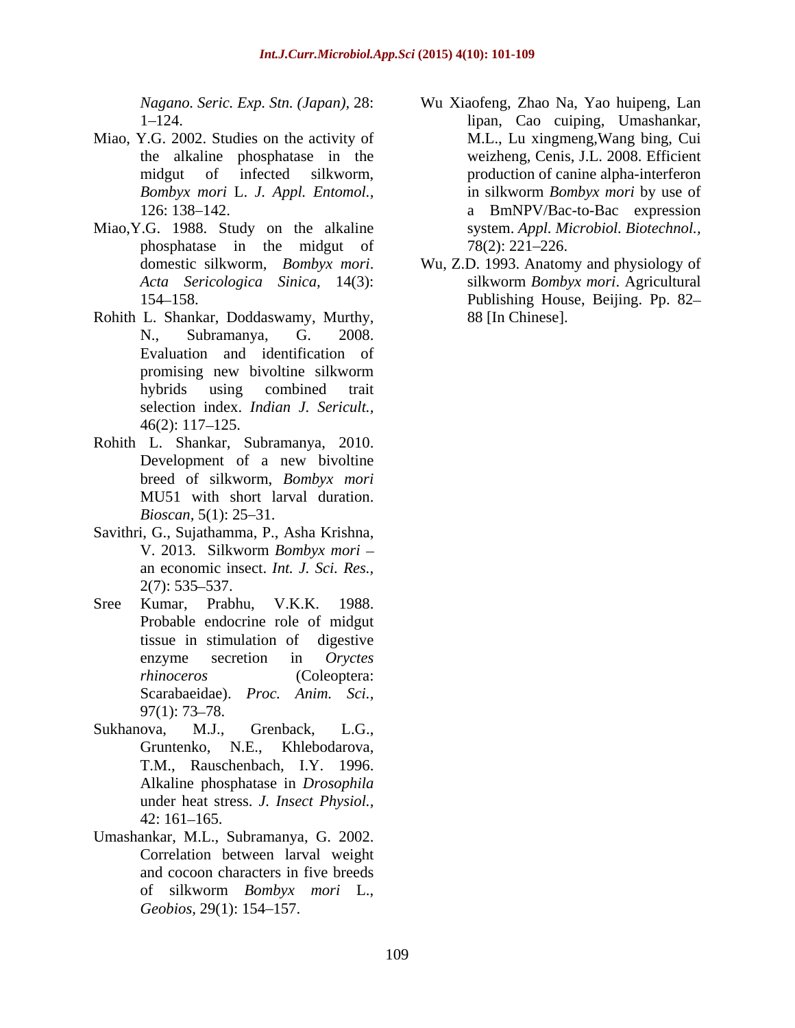*Nagano. Seric. Exp. Stn. (Japan),* 28: 1–124.

Miao, Y.G. 2002. Studies on the activity of the alkaline phosphatase in the midgut of infected silkworm, *Bombyx mori* L. *J. Appl. Entomol.*, 126: 138–142.

Miao,Y.G. 1988. Study on the alkaline phosphatase in the midgut of domestic silkworm, *Bombyx mori*. *Acta Sericologica Sinica*, 14(3): 154–158.

Rohith L. Shankar, Doddaswamy, Murthy, N., Subramanya, G. 2008. Evaluation and identification of promising new bivoltine silkworm hybrids using combined trait selection index. *Indian J. Sericult.,* 46(2): 117–125.

Rohith L. Shankar, Subramanya, 2010. Development of a new bivoltine breed of silkworm, *Bombyx mori* MU51 with short larval duration. *Bioscan*, 5(1): 25–31.

Savithri, G., Sujathamma, P., Asha Krishna, V. 2013. Silkworm *Bombyx mori* – an economic insect. *Int. J. Sci. Res.*, 2(7): 535–537.

Sree Kumar, Prabhu, V.K.K. 1988. Probable endocrine role of midgut tissue in stimulation of digestive enzyme secretion in *Oryctes rhinoceros* (Coleoptera: Scarabaeidae). *Proc. Anim. Sci.*, 97(1): 73–78.

Sukhanova, M.J., Grenback, L.G., Gruntenko, N.E., Khlebodarova, T.M., Rauschenbach, I.Y. 1996. Alkaline phosphatase in *Drosophila* under heat stress. *J. Insect Physiol.,* 42: 161–165.

Umashankar, M.L., Subramanya, G. 2002. Correlation between larval weight and cocoon characters in five breeds of silkworm *Bombyx mori* L., *Geobios,* 29(1): 154–157.

Wu Xiaofeng, Zhao Na, Yao huipeng, Lan lipan, Cao cuiping, Umashankar, M.L., Lu xingmeng,Wang bing, Cui weizheng, Cenis, J.L. 2008. Efficient production of canine alpha-interferon in silkworm *Bombyx mori* by use of a BmNPV/Bac-to-Bac expression system. *Appl. Microbiol. Biotechnol.,* 78(2): 221–226.

Wu, Z.D. 1993. Anatomy and physiology of silkworm *Bombyx mori*. Agricultural Publishing House, Beijing. Pp. 82–88 [In Chinese].